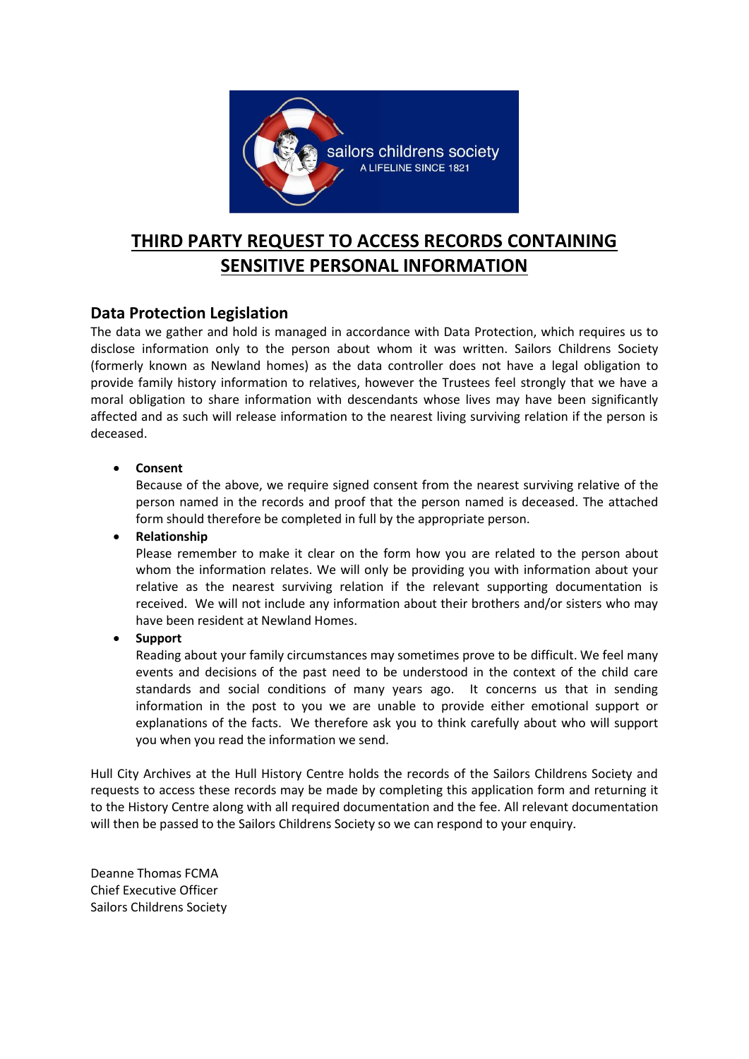# THIRD PARTY REQUEST TO ACCESS RECORDS CONTAINING SENSITIVE PERSONAL INFORMATION

## Data Protection Legislation

The data we gather and hold is managed in accordance with Data Protection, which requires us to disclose information only to the person about whom it was written. Sailors Childrens Society (formerly known as Newland homes) as the data controller does not have a legal obligation to provide family history information to relatives, however the Trustees feel strongly that we have a moral obligation to share information with descendants whose lives may have been significantly affected and as such will release information to the nearest living surviving relation if the person is deceased.

- **Consent**
  Because of the above, we require signed consent from the nearest surviving relative of the person named in the records and proof that the person named is deceased. The attached form should therefore be completed in full by the appropriate person.
- **Relationship**
  Please remember to make it clear on the form how you are related to the person about whom the information relates. We will only be providing you with information about your relative as the nearest surviving relation if the relevant supporting documentation is received. We will not include any information about their brothers and/or sisters who may have been resident at Newland Homes.
- **Support**
  Reading about your family circumstances may sometimes prove to be difficult. We feel many events and decisions of the past need to be understood in the context of the child care standards and social conditions of many years ago. It concerns us that in sending information in the post to you we are unable to provide either emotional support or explanations of the facts. We therefore ask you to think carefully about who will support you when you read the information we send.

Hull City Archives at the Hull History Centre holds the records of the Sailors Childrens Society and requests to access these records may be made by completing this application form and returning it to the History Centre along with all required documentation and the fee. All relevant documentation will then be passed to the Sailors Childrens Society so we can respond to your enquiry.

Deanne Thomas FCMA
Chief Executive Officer
Sailors Childrens Society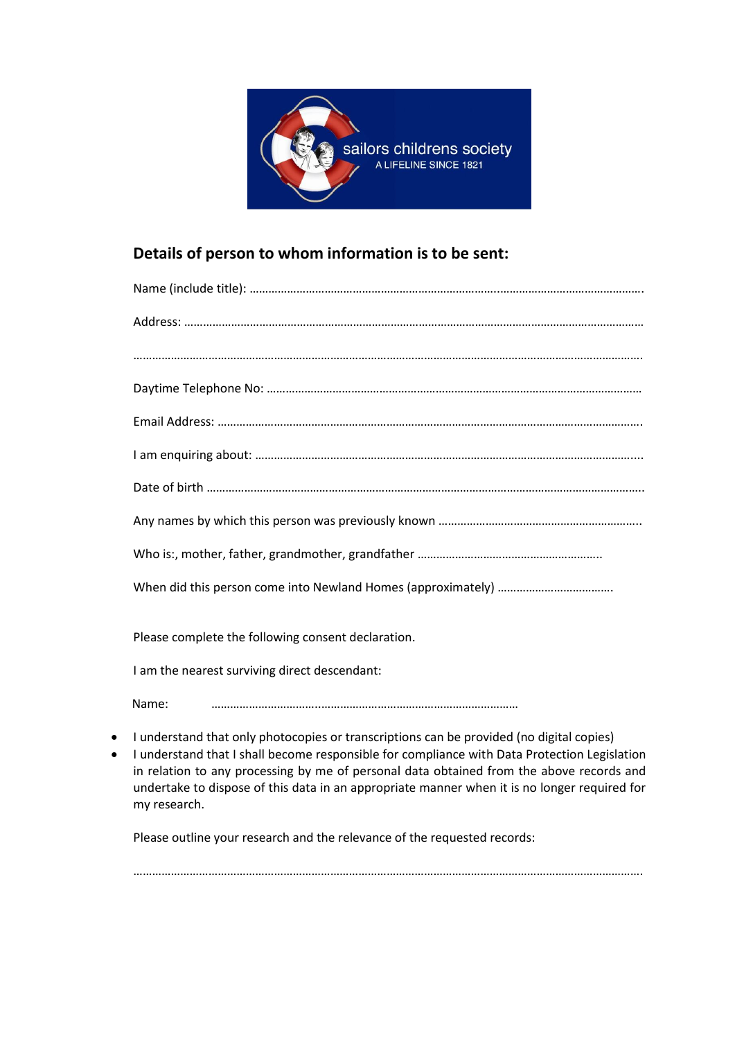sailors childrens society

A LIFELINE SINCE 1821

## Details of person to whom information is to be sent:

Name (include title): ………………………………………………………………………..……………………………………….

Address: ……………………………………………………………………………………………………………………………………

…………………………………………………………………………………………………………………………………………………

Daytime Telephone No: …………………………………………………………………………………………………………

Email Address: …………………………………………………………………………………………………………………………

I am enquiring about: ……………………………………………………………………………………………………………...

Date of birth ……………………………………………………………………………………………………………………………

Any names by which this person was previously known ………………………………………………………..

Who is:, mother, father, grandmother, grandfather …………………………………………………..

When did this person come into Newland Homes (approximately) ……………………………….

Please complete the following consent declaration.

I am the nearest surviving direct descendant:

Name: ……………………………..………………………………………………………

- I understand that only photocopies or transcriptions can be provided (no digital copies)
- I understand that I shall become responsible for compliance with Data Protection Legislation in relation to any processing by me of personal data obtained from the above records and undertake to dispose of this data in an appropriate manner when it is no longer required for my research.

Please outline your research and the relevance of the requested records:

…………………………………………………………………………………………………………………………………………………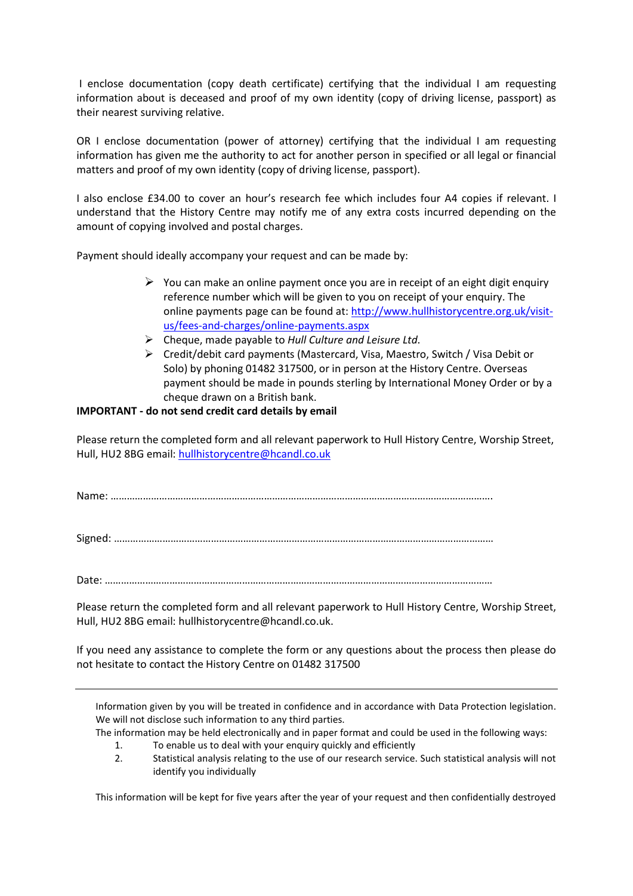I enclose documentation (copy death certificate) certifying that the individual I am requesting information about is deceased and proof of my own identity (copy of driving license, passport) as their nearest surviving relative.

OR I enclose documentation (power of attorney) certifying that the individual I am requesting information has given me the authority to act for another person in specified or all legal or financial matters and proof of my own identity (copy of driving license, passport).

I also enclose £34.00 to cover an hour's research fee which includes four A4 copies if relevant. I understand that the History Centre may notify me of any extra costs incurred depending on the amount of copying involved and postal charges.

Payment should ideally accompany your request and can be made by:

- You can make an online payment once you are in receipt of an eight digit enquiry reference number which will be given to you on receipt of your enquiry. The online payments page can be found at: [http://www.hullhistorycentre.org.uk/visit-us/fees-and-charges/online-payments.aspx](http://www.hullhistorycentre.org.uk/visit-us/fees-and-charges/online-payments.aspx)
- Cheque, made payable to *Hull Culture and Leisure Ltd*.
- Credit/debit card payments (Mastercard, Visa, Maestro, Switch / Visa Debit or Solo) by phoning 01482 317500, or in person at the History Centre. Overseas payment should be made in pounds sterling by International Money Order or by a cheque drawn on a British bank.

**IMPORTANT - do not send credit card details by email**

Please return the completed form and all relevant paperwork to Hull History Centre, Worship Street, Hull, HU2 8BG email: [hullhistorycentre@hcandl.co.uk](mailto:hullhistorycentre@hcandl.co.uk)

Name: ……………………………………………………………………………………………………………………………….

Signed: ………………………………………………………………………………………………………………………………

Date: …………………………………………………………………………………………………………………………………

Please return the completed form and all relevant paperwork to Hull History Centre, Worship Street, Hull, HU2 8BG email: hullhistorycentre@hcandl.co.uk.

If you need any assistance to complete the form or any questions about the process then please do not hesitate to contact the History Centre on 01482 317500

---

Information given by you will be treated in confidence and in accordance with Data Protection legislation. We will not disclose such information to any third parties.
The information may be held electronically and in paper format and could be used in the following ways:

1. To enable us to deal with your enquiry quickly and efficiently
2. Statistical analysis relating to the use of our research service. Such statistical analysis will not identify you individually

This information will be kept for five years after the year of your request and then confidentially destroyed